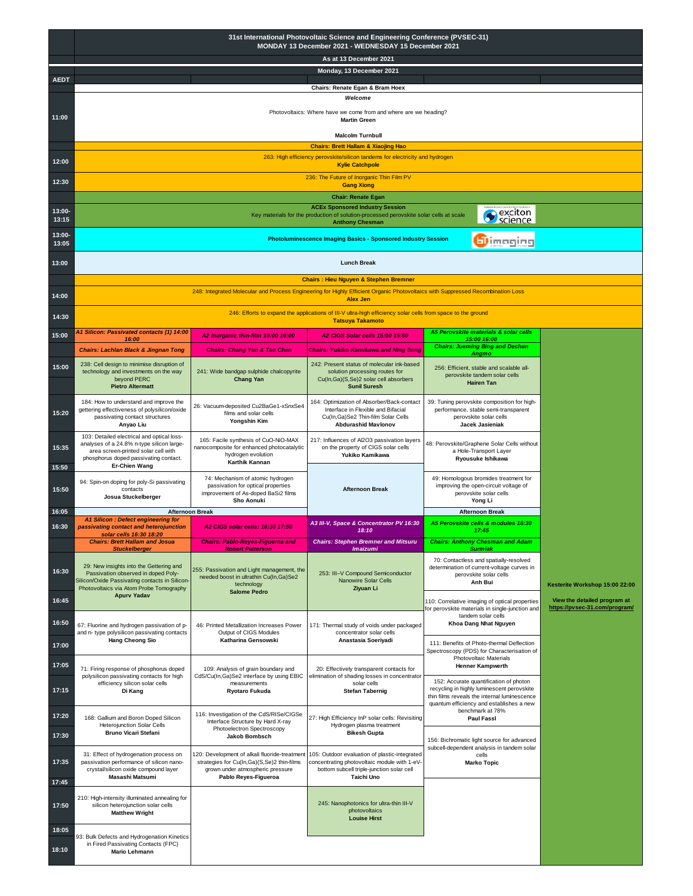# 31st International Photovoltaic Science and Engineering Conference (PVSEC-31)

## MONDAY 13 December 2021 - WEDNESDAY 15 December 2021

As at 13 December 2021

### Monday, 13 December 2021

| AEDT | | | | | |
|---|---|---|---|---|---|
| | **Chairs: Renate Egan & Bram Hoex** | | | | |
| 11:00 | ***Welcome*** Photovoltaics: Where have we come from and where are we heading? **Martin Green** **Malcolm Turnbull** | | | | |
| | **Chairs: Brett Hallam & Xiaojing Hao** | | | | |
| 12:00 | 263: High efficiency perovskite/silicon tandems for electricity and hydrogen **Kylie Catchpole** | | | | |
| 12:30 | 236: The Future of Inorganic Thin Film PV **Gang Xiong** | | | | |
| | **Chair: Renate Egan** | | | | |
| 13:00-13:15 | **ACEx Sponsored Industry Session** Key materials for the production of solution-processed perovskite solar cells at scale **Anthony Chesman** | | | | |
| 13:00-13:05 | **Photoluminescence Imaging Basics - Sponsored Industry Session** | | | | |
| 13:00 | Lunch Break | | | | |
| | **Chairs : Hieu Nguyen & Stephen Bremner** | | | | |
| 14:00 | 248: Integrated Molecular and Process Engineering for Highly Efficient Organic Photovoltaics with Suppressed Recombination Loss **Alex Jen** | | | | |
| 14:30 | 246: Efforts to expand the applications of III-V ultra-high efficiency solar cells from space to the ground **Tatsuya Takamoto** | | | | |
| 15:00 | ***A1 Silicon: Passivated contacts (1) 14:00 16:00*** | ***A2 Inorganic thin-film 15:00 16:00*** | ***A2 CIGS Solar cells 15:00 15:50*** | ***A5 Perovskite materials & solar cells 15:00 16:00*** | |
| | ***Chairs: Lachlan Black & Jingnan Tong*** | ***Chairs: Chang Yan & Tao Chen*** | ***Chairs: Yukiko Kamikawa and Ning Song*** | ***Chairs: Jueming Bing and Dechan Angmo*** | |
| 15:00 | 238: Cell design to minimise disruption of technology and investments on the way beyond PERC **Pietro Altermatt** | 241: Wide bandgap sulphide chalcopyrite **Chang Yan** | 242: Present status of molecular ink-based solution processing routes for Cu(In,Ga)(S,Se)2 solar cell absorbers **Sunil Suresh** | 256: Efficient, stable and scalable all-perovskite tandem solar cells **Hairen Tan** | |
| 15:20 | 184: How to understand and improve the gettering effectiveness of polysilicon/oxide passivating contact structures **Anyao Liu** | 26: Vacuum-deposited Cu2BaGe1-xSnxSe4 films and solar cells **Yongshin Kim** | 164: Optimization of Absorber/Back-contact Interface in Flexible and Bifacial Cu(In,Ga)Se2 Thin-film Solar Cells **Abdurashid Mavlonov** | 39: Tuning perovskite composition for high-performance, stable semi-transparent perovskite solar cells **Jacek Jasieniak** | |
| 15:35 | 103: Detailed electrical and optical loss-analyses of a 24.8% n-type silicon large-area screen-printed solar cell with phosphorus doped passivating contact. **Er-Chien Wang** | 165: Facile synthesis of CuO-NiO-MAX nanocomposite for enhanced photocatalytic hydrogen evolution **Karthik Kannan** | 217: Influences of Al2O3 passivation layers on the property of CIGS solar cells **Yukiko Kamikawa** | 48: Perovskite/Graphene Solar Cells without a Hole-Transport Layer **Ryousuke Ishikawa** | |
| 15:50 | 94: Spin-on doping for poly-Si passivating contacts **Josua Stuckelberger** | 74: Mechanism of atomic hydrogen passivation for optical properties improvement of As-doped BaSi2 films **Sho Aonuki** | Afternoon Break | 49: Homologous bromides treatment for improving the open-circuit voltage of perovskite solar cells **Yong Li** | |
| 16:05 | Afternoon Break | | | Afternoon Break | |
| 16:30 | ***A1 Silicon : Defect engineering for passivating contact and heterojunction solar cells 16:30 18:20*** | ***A2 CIGS solar cells: 16:30 17:50*** | ***A3 III-V, Space & Concentrator PV 16:30 18:10*** | ***A5 Perovskite cells & modules 16:30 17:45*** | |
| | ***Chairs: Brett Hallam and Josua Stuckelberger*** | ***Chairs: Pablo-Reyes-Figueroa and Robert Patterson*** | ***Chairs: Stephen Bremner and Mitsuru Imaizumi*** | ***Chairs: Anthony Chesman and Adam Surmiak*** | |
| 16:30 | 29: New insights into the Gettering and Passivation observed in doped Poly-Silicon/Oxide Passivating contacts in Silicon-Photovoltaics via Atom Probe Tomography **Apurv Yadav** | 255: Passivation and Light management, the needed boost in ultrathin Cu(In,Ga)Se2 technology **Salome Pedro** | 253: III–V Compound Semiconductor Nanowire Solar Cells **Ziyuan Li** | 70: Contactless and spatially-resolved determination of current-voltage curves in perovskite solar cells **Anh Bui** | **Kesterite Workshop 15:00 22:00** |
| 16:45 | | | | 110: Correlative imaging of optical properties for perovskite materials in single-junction and tandem solar cells **Khoa Dang Nhat Nguyen** | **View the detailed program at https://pvsec-31.com/program/** |
| 16:50 | 67: Fluorine and hydrogen passivation of p- and n- type polysilicon passivating contacts **Hang Cheong Sio** | 46: Printed Metallization Increases Power Output of CIGS Modules **Katharina Gensowski** | 171: Thermal study of voids under packaged concentrator solar cells **Anastasia Soeriyadi** | | |
| 17:00 | | | | 111: Benefits of Photo-thermal Deflection Spectroscopy (PDS) for Characterisation of Photovoltaic Materials **Henner Kampwerth** | |
| 17:05 | 71: Firing response of phosphorus doped polysilicon passivating contacts for high efficiency silicon solar cells **Di Kang** | 109: Analysis of grain boundary and CdS/Cu(In,Ga)Se2 interface by using EBIC measurements **Ryotaro Fukuda** | 20: Effectively transparent contacts for elimination of shading losses in concentrator solar cells **Stefan Tabernig** | | |
| 17:15 | | | | 152: Accurate quantification of photon recycling in highly luminescent perovskite thin films reveals the internal luminescence quantum efficiency and establishes a new benchmark at 78% **Paul Fassl** | |
| 17:20 | 168: Gallium and Boron Doped Silicon Heterojunction Solar Cells **Bruno Vicari Stefani** | 116: Investigation of the CdS/RISe/CIGSe Interface Structure by Hard X-ray Photoelectron Spectroscopy **Jakob Bombsch** | 27: High Efficiency InP solar cells: Revisiting Hydrogen plasma treatment **Bikesh Gupta** | | |
| 17:30 | | | | 156: Bichromatic light source for advanced subcell-dependent analysis in tandem solar cells **Marko Topic** | |
| 17:35 | 31: Effect of hydrogenation process on passivation performance of silicon nano-crystal/silicon oxide compound layer **Masashi Matsumi** | 120: Development of alkali fluoride-treatment strategies for Cu(In,Ga)(S,Se)2 thin-films grown under atmospheric pressure **Pablo Reyes-Figueroa** | 105: Outdoor evaluation of plastic-integrated concentrating photovoltaic module with 1-eV-bottom subcell triple-junction solar cell **Taichi Uno** | | |
| 17:45 | | | | | |
| 17:50 | 210: High-intensity illuminated annealing for silicon heterojunction solar cells **Matthew Wright** | | 245: Nanophotonics for ultra-thin III-V photovoltaics **Louise Hirst** | | |
| 18:05 | | | | | |
| 18:10 | 93: Bulk Defects and Hydrogenation Kinetics in Fired Passivating Contacts (FPC) **Mario Lehmann** | | | | |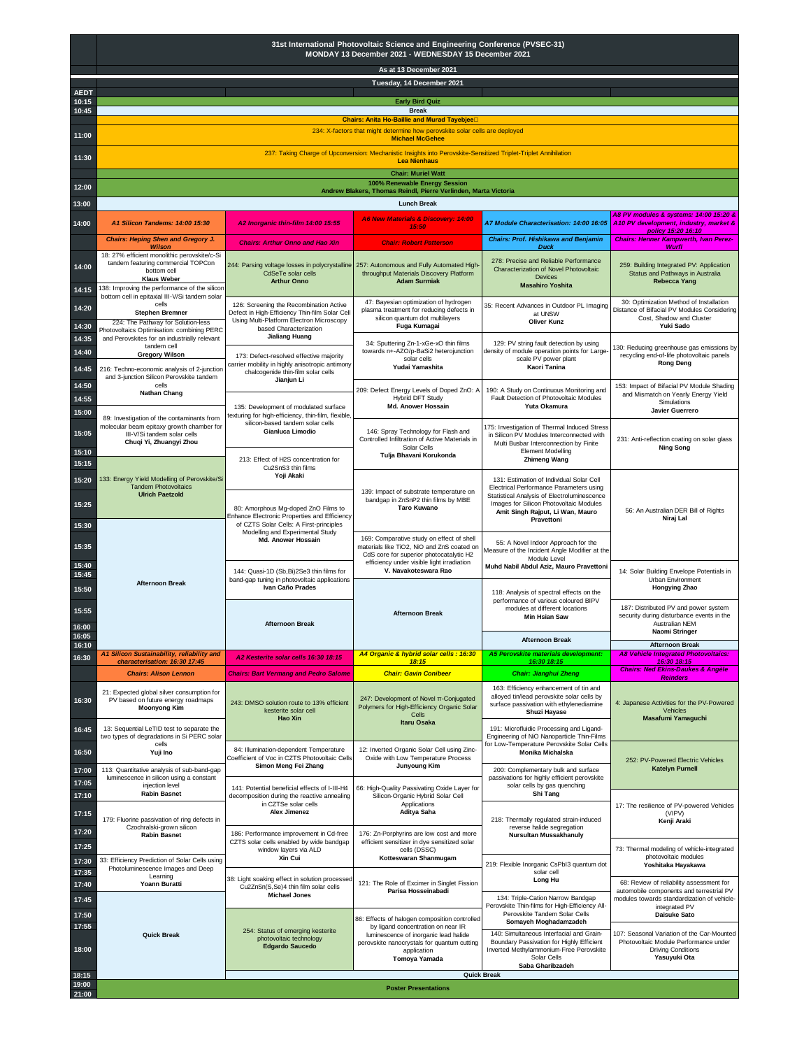# 31st International Photovoltaic Science and Engineering Conference (PVSEC-31)

**MONDAY 13 December 2021 - WEDNESDAY 15 December 2021**

As at 13 December 2021

## Tuesday, 14 December 2021

| AEDT | | | | | |
|---|---|---|---|---|---|
| 10:15 | **Early Bird Quiz** | | | | |
| 10:45 | **Break** | | | | |
| | **Chairs: Anita Ho-Baillie and Murad Tayebjee** | | | | |
| 11:00 | 234: X-factors that might determine how perovskite solar cells are deployed **Michael McGehee** | | | | |
| 11:30 | 237: Taking Charge of Upconversion: Mechanistic Insights into Perovskite-Sensitized Triplet-Triplet Annihilation **Lea Nienhaus** | | | | |
| | **Chair: Muriel Watt** | | | | |
| 12:00 | **100% Renewable Energy Session** Andrew Blakers, Thomas Reindl, Pierre Verlinden, Marta Victoria | | | | |
| 13:00 | **Lunch Break** | | | | |

| AEDT | A1 Silicon Tandems: 14:00 15:30 | A2 Inorganic thin-film 14:00 15:55 | A6 New Materials & Discovery: 14:00 15:50 | A7 Module Characterisation: 14:00 16:05 | A8 PV modules & systems: 14:00 15:20 & A10 PV development, industry, market & policy 15:20 16:10 |
|---|---|---|---|---|---|
| | Chairs: Heping Shen and Gregory J. Wilson | Chairs: Arthur Onno and Hao Xin | Chair: Robert Patterson | Chairs: Prof. Hishikawa and Benjamin Duck | Chairs: Henner Kampwerth, Ivan Perez-Wurfl |
| 14:00 | 18: 27% efficient monolithic perovskite/c-Si tandem featuring commercial TOPCon bottom cell **Klaus Weber** | 244: Parsing voltage losses in polycrystalline CdSeTe solar cells **Arthur Onno** | 257: Autonomous and Fully Automated High-throughput Materials Discovery Platform **Adam Surmiak** | 278: Precise and Reliable Performance Characterization of Novel Photovoltaic Devices **Masahiro Yoshita** | 259: Building Integrated PV: Application Status and Pathways in Australia **Rebecca Yang** |
| 14:15 | 138: Improving the performance of the silicon bottom cell in epitaxial III-V/Si tandem solar cells **Stephen Bremner** | | | | |
| 14:20 | | 126: Screening the Recombination Active Defect in High-Efficiency Thin-film Solar Cell Using Multi-Platform Electron Microscopy based Characterization **Jialiang Huang** | 47: Bayesian optimization of hydrogen plasma treatment for reducing defects in silicon quantum dot multilayers **Fuga Kumagai** | 35: Recent Advances in Outdoor PL Imaging at UNSW **Oliver Kunz** | 30: Optimization Method of Installation Distance of Bifacial PV Modules Considering Cost, Shadow and Cluster **Yuki Sado** |
| 14:30 | 224: The Pathway for Solution-less Photovoltaics Optimisation: combining PERC and Perovskites for an industrially relevant tandem cell **Gregory Wilson** | | | | |
| 14:35 | | | 34: Sputtering Zn-1-xGe-xO thin films towards n+-AZO/p-BaSi2 heterojunction solar cells **Yudai Yamashita** | 129: PV string fault detection by using density of module operation points for Large-scale PV power plant **Kaori Tanina** | 130: Reducing greenhouse gas emissions by recycling end-of-life photovoltaic panels **Rong Deng** |
| 14:40 | | 173: Defect-resolved effective majority carrier mobility in highly anisotropic antimony chalcogenide thin-film solar cells **Jianjun Li** | | | |
| 14:45 | 216: Techno-economic analysis of 2-junction and 3-junction Silicon Perovskite tandem cells **Nathan Chang** | | | | |
| 14:50 | | | 209: Defect Energy Levels of Doped ZnO: A Hybrid DFT Study **Md. Anower Hossain** | 190: A Study on Continuous Monitoring and Fault Detection of Photovoltaic Modules **Yuta Okamura** | 153: Impact of Bifacial PV Module Shading and Mismatch on Yearly Energy Yield Simulations **Javier Guerrero** |
| 14:55 | | 135: Development of modulated surface texturing for high-efficiency, thin-film, flexible, silicon-based tandem solar cells **Gianluca Limodio** | | | |
| 15:00 | 89: Investigation of the contaminants from molecular beam epitaxy growth chamber for III-V/Si tandem solar cells **Chuqi Yi, Zhuangyi Zhou** | | | | |
| 15:05 | | | 146: Spray Technology for Flash and Controlled Infiltration of Active Materials in Solar Cells **Tulja Bhavani Korukonda** | 175: Investigation of Thermal Induced Stress in Silicon PV Modules Interconnected with Multi Busbar Interconnection by Finite Element Modelling **Zhimeng Wang** | 231: Anti-reflection coating on solar glass **Ning Song** |
| 15:10 | | 213: Effect of H2S concentration for Cu2SnS3 thin films **Yoji Akaki** | | | |
| 15:15 | | | | | |
| 15:20 | 133: Energy Yield Modelling of Perovskite/Si Tandem Photovoltaics **Ulrich Paetzold** | | 139: Impact of substrate temperature on bandgap in ZnSnP2 thin films by MBE **Taro Kuwano** | 131: Estimation of Individual Solar Cell Electrical Performance Parameters using Statistical Analysis of Electroluminescence Images for Silicon Photovoltaic Modules **Amit Singh Rajput, Li Wan, Mauro Pravettoni** | 56: An Australian DER Bill of Rights **Niraj Lal** |
| 15:25 | | 80: Amorphous Mg-doped ZnO Films to Enhance Electronic Properties and Efficiency of CZTS Solar Cells: A First-principles Modelling and Experimental Study **Md. Anower Hossain** | | | |
| 15:30 | **Afternoon Break** | | | | |
| 15:35 | | | 169: Comparative study on effect of shell materials like TiO2, NiO and ZnS coated on CdS core for superior photocatalytic H2 efficiency under visible light irradiation **V. Navakoteswara Rao** | 55: A Novel Indoor Approach for the Measure of the Incident Angle Modifier at the Module Level **Muhd Nabil Abdul Aziz, Mauro Pravettoni** | |
| 15:40 | | | | | 14: Solar Building Envelope Potentials in Urban Environment **Hongying Zhao** |
| 15:45 | | 144: Quasi-1D (Sb,Bi)2Se3 thin films for band-gap tuning in photovoltaic applications **Ivan Caño Prades** | | | |
| 15:50 | | | **Afternoon Break** | 118: Analysis of spectral effects on the performance of various coloured BIPV modules at different locations **Min Hsian Saw** | |
| 15:55 | | **Afternoon Break** | | | 187: Distributed PV and power system security during disturbance events in the Australian NEM **Naomi Stringer** |
| 16:00 | | | | | |
| 16:05 | | | | **Afternoon Break** | |
| 16:10 | | | | | **Afternoon Break** |

| AEDT | A1 Silicon Sustainability, reliability and characterisation: 16:30 17:45 | A2 Kesterite solar cells 16:30 18:15 | A4 Organic & hybrid solar cells : 16:30 18:15 | A5 Perovskite materials development: 16:30 18:15 | A8 Vehicle Integrated Photovoltaics: 16:30 18:15 |
|---|---|---|---|---|---|
| | Chairs: Alison Lennon | Chairs: Bart Vermang and Pedro Salome | Chair: Gavin Conibeer | Chair: Jianghui Zheng | Chairs: Ned Ekins-Daukes & Angele Reinders |
| 16:30 | 21: Expected global silver consumption for PV based on future energy roadmaps **Moonyong Kim** | 243: DMSO solution route to 13% efficient kesterite solar cell **Hao Xin** | 247: Development of Novel π-Conjugated Polymers for High-Efficiency Organic Solar Cells **Itaru Osaka** | 163: Efficiency enhancement of tin and alloyed tin/lead perovskite solar cells by surface passivation with ethylenediamine **Shuzi Hayase** | 4: Japanese Activities for the PV-Powered Vehicles **Masafumi Yamaguchi** |
| 16:45 | 13: Sequential LeTID test to separate the two types of degradations in Si PERC solar cells **Yuji Ino** | | | 191: Microfluidic Processing and Ligand-Engineering of NiO Nanoparticle Thin-Films for Low-Temperature Perovskite Solar Cells **Monika Michalska** | |
| 16:50 | | 84: Illumination-dependent Temperature Coefficient of Voc in CZTS Photovoltaic Cells **Simon Meng Fei Zhang** | 12: Inverted Organic Solar Cell using Zinc-Oxide with Low Temperature Process **Junyoung Kim** | | 252: PV-Powered Electric Vehicles **Katelyn Purnell** |
| 17:00 | 113: Quantitative analysis of sub-band-gap luminescence in silicon using a constant injection level **Rabin Basnet** | | | 200: Complementary bulk and surface passivations for highly efficient perovskite solar cells by gas quenching **Shi Tang** | |
| 17:05 | | 141: Potential beneficial effects of I-III-H4 decomposition during the reactive annealing in CZTSe solar cells **Alex Jimenez** | 66: High-Quality Passivating Oxide Layer for Silicon-Organic Hybrid Solar Cell Applications **Aditya Saha** | | |
| 17:10 | | | | | 17: The resilience of PV-powered Vehicles (VIPV) **Kenji Araki** |
| 17:15 | 179: Fluorine passivation of ring defects in Czochralski-grown silicon **Rabin Basnet** | | | 218: Thermally regulated strain-induced halide segregation **Nursultan Mussakhanuly** | |
| 17:20 | | 186: Performance improvement in Cd-free CZTS solar cells enabled by wide bandgap window layers via ALD **Xin Cui** | 176: Zn-Porphyrins are low cost and more efficient sensitizer in dye sensitized solar cells (DSSC) **Kotteswaran Shanmugam** | | |
| 17:25 | | | | | 73: Thermal modeling of vehicle-integrated photovoltaic modules **Yoshitaka Hayakawa** |
| 17:30 | 33: Efficiency Prediction of Solar Cells using Photoluminescence Images and Deep Learning **Yoann Buratti** | | | 219: Flexible Inorganic CsPbI3 quantum dot solar cell **Long Hu** | |
| 17:35 | | 38: Light soaking effect in solution processed Cu2ZnSn(S,Se)4 thin film solar cells **Michael Jones** | 121: The Role of Excimer in Singlet Fission **Parisa Hosseinabadi** | | |
| 17:40 | | | | | 68: Review of reliability assessment for automobile components and terrestrial PV modules towards standardization of vehicle-integrated PV **Daisuke Sato** |
| 17:45 | **Quick Break** | | | 134: Triple-Cation Narrow Bandgap Perovskite Thin-films for High-Efficiency All-Perovskite Tandem Solar Cells **Somayeh Moghadamzadeh** | |
| 17:50 | | 254: Status of emerging kesterite photovoltaic technology **Edgardo Saucedo** | 86: Effects of halogen composition controlled by ligand concentration on near IR luminescence of inorganic lead halide perovskite nanocrystals for quantum cutting application **Tomoya Yamada** | | |
| 17:55 | | | | 140: Simultaneous Interfacial and Grain-Boundary Passivation for Highly Efficient Inverted Methylammonium-Free Perovskite Solar Cells **Saba Gharibzadeh** | 107: Seasonal Variation of the Car-Mounted Photovoltaic Module Performance under Driving Conditions **Yasuyuki Ota** |
| 18:00 | | | | | |
| 18:15 | | **Quick Break** | | | |
| 19:00 - 21:00 | **Poster Presentations** | | | | |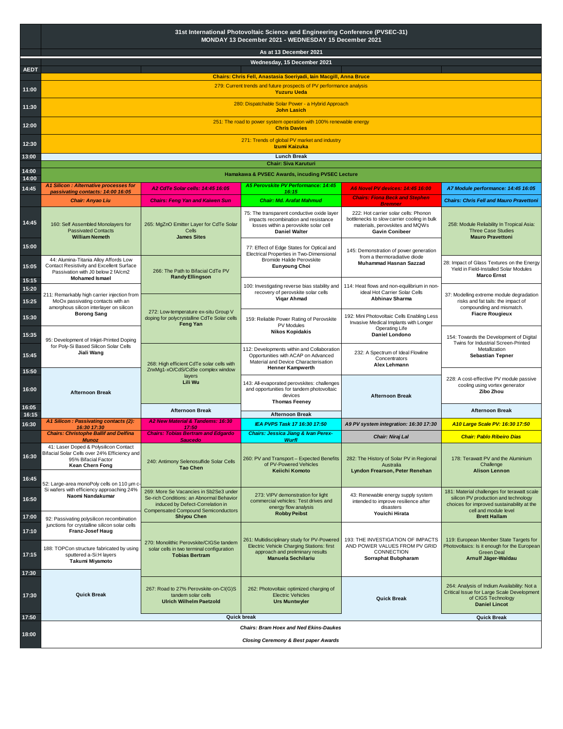# 31st International Photovoltaic Science and Engineering Conference (PVSEC-31)

**MONDAY 13 December 2021 - WEDNESDAY 15 December 2021**

**As at 13 December 2021**

**Wednesday, 15 December 2021**

| AEDT | | | | | |
|---|---|---|---|---|---|
| | **Chairs: Chris Fell, Anastasia Soeriyadi, Iain Macgill, Anna Bruce** | | | | |
| 11:00 | 279: Current trends and future prospects of PV performance analysis **Yuzuru Ueda** | | | | |
| 11:30 | 280: Dispatchable Solar Power - a Hybrid Approach **John Lasich** | | | | |
| 12:00 | 251: The road to power system operation with 100% renewable energy **Chris Davies** | | | | |
| 12:30 | 271: Trends of global PV market and industry **Izumi Kaizuka** | | | | |
| 13:00 | **Lunch Break** | | | | |
| | **Chair: Siva Karuturi** | | | | |
| 14:00 | **Hamakawa & PVSEC Awards, incuding PVSEC Lecture** | | | | |
| 14:45 | ***A1 Silicon : Alternative processes for passivating contacts: 14:00 16:05*** | ***A2 CdTe Solar cells: 14:45 16:05*** | ***A5 Perovskite PV Performance: 14:45 16:15*** | ***A6 Novel PV devices: 14:45 16:00*** | ***A7 Module performance: 14:45 16:05*** |
| | ***Chair: Anyao Liu*** | ***Chairs: Feng Yan and Kaiwen Sun*** | ***Chair: Md. Arafat Mahmud*** | ***Chairs: Fiona Beck and Stephen Bremner*** | ***Chairs: Chris Fell and Mauro Pravettoni*** |
| 14:45 | 160: Self Assembled Monolayers for Passivated Contacts **William Nemeth** | 265: MgZnO Emitter Layer for CdTe Solar Cells **James Sites** | 75: The transparent conductive oxide layer impacts recombination and resistance losses within a perovskite solar cell **Daniel Walter** | 222: Hot carrier solar cells: Phonon bottlenecks to slow carrier cooling in bulk materials, perovskites and MQWs **Gavin Conibeer** | 258: Module Reliability In Tropical Asia: Three Case Studies **Mauro Pravettoni** |
| 15:00 | | | 77: Effect of Edge States for Optical and Electrical Properties in Two-Dimensional Bromide Halide Perovskite **Eunyoung Choi** | 145: Demonstration of power generation from a thermoradiative diode **Muhammad Hasnan Sazzad** | |
| 15:05 | 44: Alumina-Titania Alloy Affords Low Contact Resistivity and Excellent Surface Passivation with J0 below 2 fA/cm2 **Mohamed Ismael** | 266: The Path to Bifacial CdTe PV **Randy Ellingson** | | | 28: Impact of Glass Textures on the Energy Yield in Field-Installed Solar Modules **Marco Ernst** |
| 15:15 | | | | | |
| 15:20 | 211: Remarkably high carrier injection from MoOx passivating contacts with an amorphous silicon interlayer on silicon **Borong Sang** | | 100: Investigating reverse bias stability and recovery of perovskite solar cells **Viqar Ahmad** | 114: Heat flows and non-equilibrium in non-ideal Hot Carrier Solar Cells **Abhinav Sharma** | 37: Modelling extreme module degradation risks and fat tails: the impact of compounding and mismatch. **Fiacre Rougieux** |
| 15:25 | | 272: Low-temperature ex-situ Group V doping for polycrystalline CdTe Solar cells **Feng Yan** | | | |
| 15:30 | | | 159: Reliable Power Rating of Perovskite PV Modules **Nikos Kopidakis** | 192: Mini Photovoltaic Cells Enabling Less Invasive Medical Implants with Longer Operating Life **Daniel Londono** | |
| 15:35 | 95: Development of Inkjet-Printed Doping for Poly-Si Based Silicon Solar Cells **Jiali Wang** | | | | 154: Towards the Development of Digital Twins for Industrial Screen-Printed Metallization **Sebastian Tepner** |
| 15:45 | | 268: High efficient CdTe solar cells with ZnxMg1-xO/CdS/CdSe complex window layers **Lili Wu** | 112: Developments within and Collaboration Opportunities with ACAP on Advanced Material and Device Characterisation **Henner Kampwerth** | 232: A Spectrum of Ideal Flowline Concentrators **Alex Lehmann** | |
| 15:50 | **Afternoon Break** | | | | |
| 16:00 | | | 143: All-evaporated perovskites: challenges and opportunities for tandem photovoltaic devices **Thomas Feeney** | **Afternoon Break** | 228: A cost-effective PV module passive cooling using vortex generator **Zibo Zhou** |
| 16:05 | | **Afternoon Break** | | | **Afternoon Break** |
| 16:15 | | | **Afternoon Break** | | |
| 16:30 | ***A1 Silicon : Passivating contacts (2): 16:30 17:30*** | ***A2 New Material & Tandems: 16:30 17:50*** | ***IEA PVPS Task 17 16:30 17:50*** | ***A9 PV system integration: 16:30 17:30*** | ***A10 Large Scale PV: 16:30 17:50*** |
| | ***Chairs: Christophe Ballif and Delfina Munoz*** | ***Chairs: Tobias Bertram and Edgardo Saucedo*** | ***Chairs: Jessica Jiang & Ivan Perex-Wurfl*** | ***Chair: Niraj Lal*** | ***Chair: Pablo Ribeiro Dias*** |
| 16:30 | 41: Laser Doped & Polysilicon Contact Bifacial Solar Cells over 24% Efficiency and 95% Bifacial Factor **Kean Chern Fong** | 240: Antimony Selenosulfide Solar Cells **Tao Chen** | 260: PV and Transport – Expected Benefits of PV-Powered Vehicles **Keiichi Komoto** | 282: The History of Solar PV in Regional Australia **Lyndon Frearson, Peter Renehan** | 178: Terawatt PV and the Aluminium Challenge **Alison Lennon** |
| 16:45 | 52: Large-area monoPoly cells on 110 µm c-Si wafers with efficiency approaching 24% **Naomi Nandakumar** | | | | |
| 16:50 | | 269: More Se Vacancies in Sb2Se3 under Se-rich Conditions: an Abnormal Behavior induced by Defect-Correlation in Compensated Compound Semiconductors **Shiyou Chen** | 273: VIPV demonstration for light commercial vehicles: Test drives and energy flow analysis **Robby Peibst** | 43: Renewable energy supply system intended to improve resilience after disasters **Youichi Hirata** | 181: Material challenges for terawatt scale silicon PV production and technology choices for improved sustainability at the cell and module level **Brett Hallam** |
| 17:00 | 92: Passivating polysilicon recombination junctions for crystalline silicon solar cells **Franz-Josef Haug** | | | | |
| 17:10 | | 270: Monolithic Perovskite/CIGSe tandem solar cells in two terminal configuration **Tobias Bertram** | 261: Multidisciplinary study for PV-Powered Electric Vehicle Charging Stations: first approach and preliminary results **Manuela Sechilariu** | 193: THE INVESTIGATION OF IMPACTS AND POWER VALUES FROM PV GRID CONNECTION **Sorraphat Bubpharam** | 119: European Member State Targets for Photovoltaics: Is it enough for the European Green Deal **Arnulf Jäger-Waldau** |
| 17:15 | 188: TOPCon structure fabricated by using sputtered a-Si:H layers **Takumi Miyamoto** | | | | |
| 17:30 | **Quick Break** | 267: Road to 27% Perovskite-on-CI(G)S tandem solar cells **Ulrich Wilhelm Paetzold** | 262: Photovoltaic optimized charging of Electric Vehicles **Urs Muntwyler** | **Quick Break** | 264: Analysis of Indium Availability: Not a Critical Issue for Large Scale Development of CIGS Technology **Daniel Lincot** |
| 17:50 | **Quick break** | | | | **Quick Break** |
| 18:00 | ***Chairs: Bram Hoex and Ned Ekins-Daukes*** ***Closing Ceremony & Best paper Awards*** | | | | |